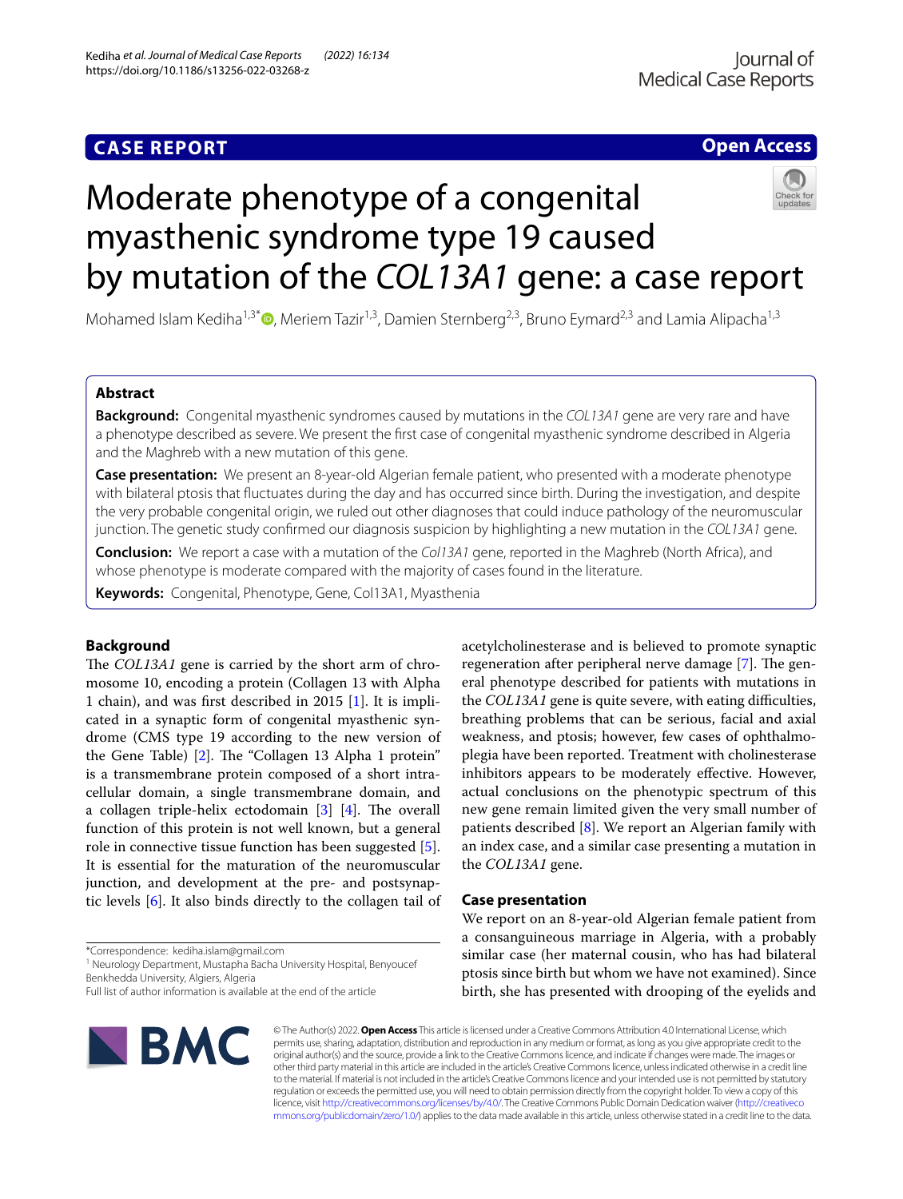CASE REPORT

Open Access

# Moderate phenotype of a congenital myasthenic syndrome type 19 caused by mutation of the *COL13A1* gene: a case report

Mohamed Islam Kediha[1,3*], Meriem Tazir[1,3], Damien Sternberg[2,3], Bruno Eymard[2,3] and Lamia Alipacha[1,3]

## Abstract

**Background:** Congenital myasthenic syndromes caused by mutations in the *COL13A1* gene are very rare and have a phenotype described as severe. We present the first case of congenital myasthenic syndrome described in Algeria and the Maghreb with a new mutation of this gene.

**Case presentation:** We present an 8-year-old Algerian female patient, who presented with a moderate phenotype with bilateral ptosis that fluctuates during the day and has occurred since birth. During the investigation, and despite the very probable congenital origin, we ruled out other diagnoses that could induce pathology of the neuromuscular junction. The genetic study confirmed our diagnosis suspicion by highlighting a new mutation in the *COL13A1* gene.

**Conclusion:** We report a case with a mutation of the *Col13A1* gene, reported in the Maghreb (North Africa), and whose phenotype is moderate compared with the majority of cases found in the literature.

**Keywords:** Congenital, Phenotype, Gene, Col13A1, Myasthenia

## Background

The *COL13A1* gene is carried by the short arm of chromosome 10, encoding a protein (Collagen 13 with Alpha 1 chain), and was first described in 2015 [1]. It is implicated in a synaptic form of congenital myasthenic syndrome (CMS type 19 according to the new version of the Gene Table) [2]. The "Collagen 13 Alpha 1 protein" is a transmembrane protein composed of a short intracellular domain, a single transmembrane domain, and a collagen triple-helix ectodomain [3] [4]. The overall function of this protein is not well known, but a general role in connective tissue function has been suggested [5]. It is essential for the maturation of the neuromuscular junction, and development at the pre- and postsynaptic levels [6]. It also binds directly to the collagen tail of acetylcholinesterase and is believed to promote synaptic regeneration after peripheral nerve damage [7]. The general phenotype described for patients with mutations in the *COL13A1* gene is quite severe, with eating difficulties, breathing problems that can be serious, facial and axial weakness, and ptosis; however, few cases of ophthalmoplegia have been reported. Treatment with cholinesterase inhibitors appears to be moderately effective. However, actual conclusions on the phenotypic spectrum of this new gene remain limited given the very small number of patients described [8]. We report an Algerian family with an index case, and a similar case presenting a mutation in the *COL13A1* gene.

## Case presentation

We report on an 8-year-old Algerian female patient from a consanguineous marriage in Algeria, with a probably similar case (her maternal cousin, who has had bilateral ptosis since birth but whom we have not examined). Since birth, she has presented with drooping of the eyelids and

*Correspondence: kediha.islam@gmail.com
[1] Neurology Department, Mustapha Bacha University Hospital, Benyoucef Benkhedda University, Algiers, Algeria
Full list of author information is available at the end of the article

© The Author(s) 2022. **Open Access** This article is licensed under a Creative Commons Attribution 4.0 International License, which permits use, sharing, adaptation, distribution and reproduction in any medium or format, as long as you give appropriate credit to the original author(s) and the source, provide a link to the Creative Commons licence, and indicate if changes were made. The images or other third party material in this article are included in the article's Creative Commons licence, unless indicated otherwise in a credit line to the material. If material is not included in the article's Creative Commons licence and your intended use is not permitted by statutory regulation or exceeds the permitted use, you will need to obtain permission directly from the copyright holder. To view a copy of this licence, visit http://creativecommons.org/licenses/by/4.0/. The Creative Commons Public Domain Dedication waiver (http://creativecommons.org/publicdomain/zero/1.0/) applies to the data made available in this article, unless otherwise stated in a credit line to the data.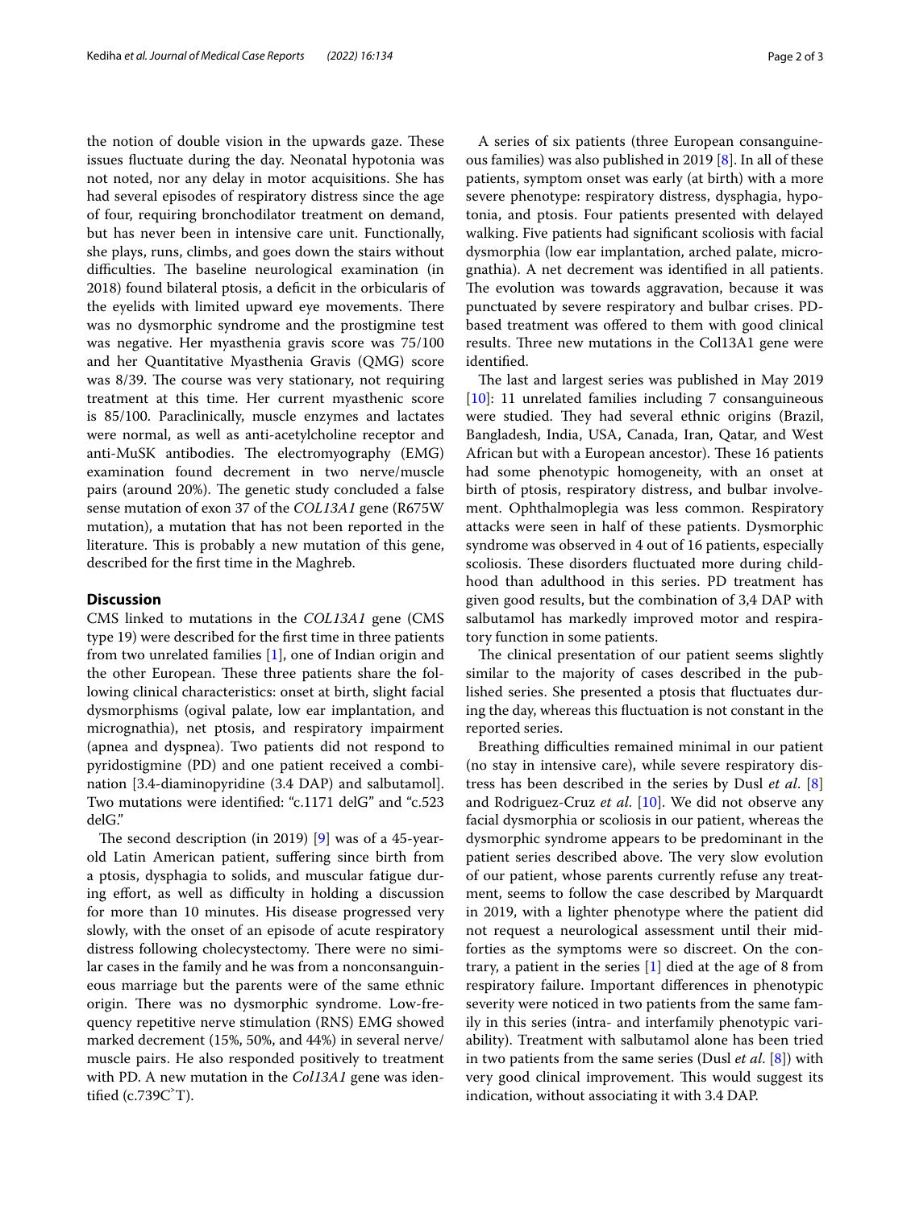the notion of double vision in the upwards gaze. These issues fluctuate during the day. Neonatal hypotonia was not noted, nor any delay in motor acquisitions. She has had several episodes of respiratory distress since the age of four, requiring bronchodilator treatment on demand, but has never been in intensive care unit. Functionally, she plays, runs, climbs, and goes down the stairs without difficulties. The baseline neurological examination (in 2018) found bilateral ptosis, a deficit in the orbicularis of the eyelids with limited upward eye movements. There was no dysmorphic syndrome and the prostigmine test was negative. Her myasthenia gravis score was 75/100 and her Quantitative Myasthenia Gravis (QMG) score was 8/39. The course was very stationary, not requiring treatment at this time. Her current myasthenic score is 85/100. Paraclinically, muscle enzymes and lactates were normal, as well as anti-acetylcholine receptor and anti-MuSK antibodies. The electromyography (EMG) examination found decrement in two nerve/muscle pairs (around 20%). The genetic study concluded a false sense mutation of exon 37 of the *COL13A1* gene (R675W mutation), a mutation that has not been reported in the literature. This is probably a new mutation of this gene, described for the first time in the Maghreb.

## Discussion

CMS linked to mutations in the *COL13A1* gene (CMS type 19) were described for the first time in three patients from two unrelated families [1], one of Indian origin and the other European. These three patients share the following clinical characteristics: onset at birth, slight facial dysmorphisms (ogival palate, low ear implantation, and micrognathia), net ptosis, and respiratory impairment (apnea and dyspnea). Two patients did not respond to pyridostigmine (PD) and one patient received a combination [3.4-diaminopyridine (3.4 DAP) and salbutamol]. Two mutations were identified: "c.1171 delG" and "c.523 delG."

The second description (in 2019) [9] was of a 45-year-old Latin American patient, suffering since birth from a ptosis, dysphagia to solids, and muscular fatigue during effort, as well as difficulty in holding a discussion for more than 10 minutes. His disease progressed very slowly, with the onset of an episode of acute respiratory distress following cholecystectomy. There were no similar cases in the family and he was from a nonconsanguineous marriage but the parents were of the same ethnic origin. There was no dysmorphic syndrome. Low-frequency repetitive nerve stimulation (RNS) EMG showed marked decrement (15%, 50%, and 44%) in several nerve/muscle pairs. He also responded positively to treatment with PD. A new mutation in the *Col13A1* gene was identified (c.739C˃T).

A series of six patients (three European consanguineous families) was also published in 2019 [8]. In all of these patients, symptom onset was early (at birth) with a more severe phenotype: respiratory distress, dysphagia, hypotonia, and ptosis. Four patients presented with delayed walking. Five patients had significant scoliosis with facial dysmorphia (low ear implantation, arched palate, micrognathia). A net decrement was identified in all patients. The evolution was towards aggravation, because it was punctuated by severe respiratory and bulbar crises. PD-based treatment was offered to them with good clinical results. Three new mutations in the Col13A1 gene were identified.

The last and largest series was published in May 2019 [10]: 11 unrelated families including 7 consanguineous were studied. They had several ethnic origins (Brazil, Bangladesh, India, USA, Canada, Iran, Qatar, and West African but with a European ancestor). These 16 patients had some phenotypic homogeneity, with an onset at birth of ptosis, respiratory distress, and bulbar involvement. Ophthalmoplegia was less common. Respiratory attacks were seen in half of these patients. Dysmorphic syndrome was observed in 4 out of 16 patients, especially scoliosis. These disorders fluctuated more during childhood than adulthood in this series. PD treatment has given good results, but the combination of 3,4 DAP with salbutamol has markedly improved motor and respiratory function in some patients.

The clinical presentation of our patient seems slightly similar to the majority of cases described in the published series. She presented a ptosis that fluctuates during the day, whereas this fluctuation is not constant in the reported series.

Breathing difficulties remained minimal in our patient (no stay in intensive care), while severe respiratory distress has been described in the series by Dusl *et al*. [8] and Rodriguez-Cruz *et al*. [10]. We did not observe any facial dysmorphia or scoliosis in our patient, whereas the dysmorphic syndrome appears to be predominant in the patient series described above. The very slow evolution of our patient, whose parents currently refuse any treatment, seems to follow the case described by Marquardt in 2019, with a lighter phenotype where the patient did not request a neurological assessment until their mid-forties as the symptoms were so discreet. On the contrary, a patient in the series [1] died at the age of 8 from respiratory failure. Important differences in phenotypic severity were noticed in two patients from the same family in this series (intra- and interfamily phenotypic variability). Treatment with salbutamol alone has been tried in two patients from the same series (Dusl *et al*. [8]) with very good clinical improvement. This would suggest its indication, without associating it with 3.4 DAP.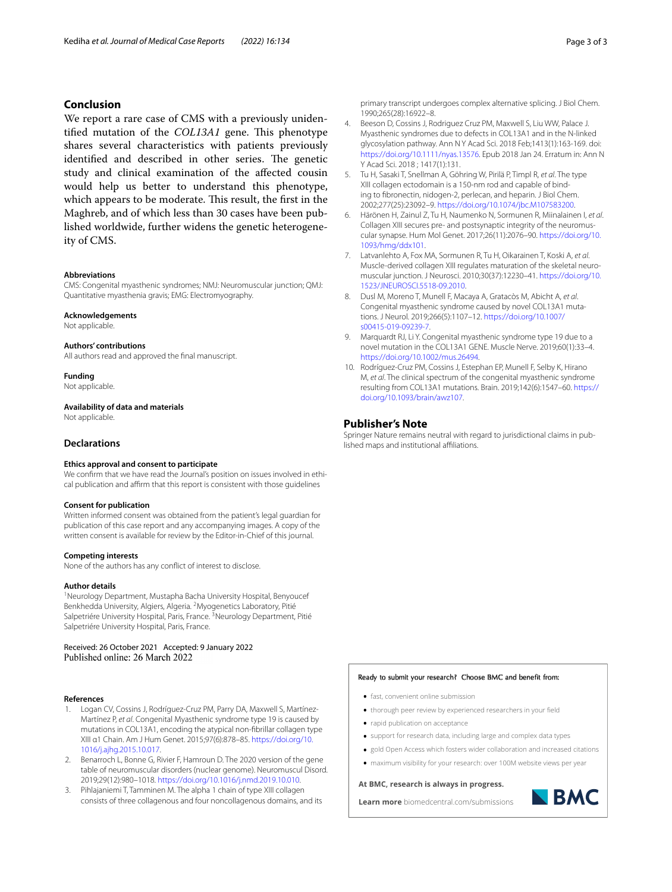## Conclusion

We report a rare case of CMS with a previously unidentified mutation of the *COL13A1* gene. This phenotype shares several characteristics with patients previously identified and described in other series. The genetic study and clinical examination of the affected cousin would help us better to understand this phenotype, which appears to be moderate. This result, the first in the Maghreb, and of which less than 30 cases have been published worldwide, further widens the genetic heterogeneity of CMS.

#### Abbreviations

CMS: Congenital myasthenic syndromes; NMJ: Neuromuscular junction; QMJ: Quantitative myasthenia gravis; EMG: Electromyography.

#### Acknowledgements

Not applicable.

#### Authors' contributions

All authors read and approved the final manuscript.

#### Funding

Not applicable.

#### Availability of data and materials

Not applicable.

## Declarations

#### Ethics approval and consent to participate

We confirm that we have read the Journal's position on issues involved in ethical publication and affirm that this report is consistent with those guidelines

#### Consent for publication

Written informed consent was obtained from the patient's legal guardian for publication of this case report and any accompanying images. A copy of the written consent is available for review by the Editor-in-Chief of this journal.

#### Competing interests

None of the authors has any conflict of interest to disclose.

#### Author details

[1] Neurology Department, Mustapha Bacha University Hospital, Benyoucef Benkhedda University, Algiers, Algeria. [2] Myogenetics Laboratory, Pitié Salpetriére University Hospital, Paris, France. [3] Neurology Department, Pitié Salpetriére University Hospital, Paris, France.

Received: 26 October 2021 Accepted: 9 January 2022
Published online: 26 March 2022

#### References

1. Logan CV, Cossins J, Rodríguez-Cruz PM, Parry DA, Maxwell S, Martínez-Martínez P, *et al*. Congenital Myasthenic Syndrome type 19 is caused by mutations in COL13A1, encoding the atypical non-fibrillar collagen type XIII α1 Chain. Am J Hum Genet. 2015;97(6):878–85. https://doi.org/10.1016/j.ajhg.2015.10.017.
2. Benarroch L, Bonne G, Rivier F, Hamroun D. The 2020 version of the gene table of neuromuscular disorders (nuclear genome). Neuromuscul Disord. 2019;29(12):980–1018. https://doi.org/10.1016/j.nmd.2019.10.010.
3. Pihlajaniemi T, Tamminen M. The alpha 1 chain of type XIII collagen consists of three collagenous and four noncollagenous domains, and its primary transcript undergoes complex alternative splicing. J Biol Chem. 1990;265(28):16922–8.
4. Beeson D, Cossins J, Rodriguez Cruz PM, Maxwell S, Liu WW, Palace J. Myasthenic syndromes due to defects in COL13A1 and in the N-linked glycosylation pathway. Ann N Y Acad Sci. 2018 Feb;1413(1):163-169. doi: https://doi.org/10.1111/nyas.13576. Epub 2018 Jan 24. Erratum in: Ann N Y Acad Sci. 2018 ; 1417(1):131.
5. Tu H, Sasaki T, Snellman A, Göhring W, Pirilä P, Timpl R, *et al*. The type XIII collagen ectodomain is a 150-nm rod and capable of binding to fibronectin, nidogen-2, perlecan, and heparin. J Biol Chem. 2002;277(25):23092–9. https://doi.org/10.1074/jbc.M107583200.
6. Härönen H, Zainul Z, Tu H, Naumenko N, Sormunen R, Miinalainen I, *et al*. Collagen XIII secures pre- and postsynaptic integrity of the neuromuscular synapse. Hum Mol Genet. 2017;26(11):2076–90. https://doi.org/10.1093/hmg/ddx101.
7. Latvanlehto A, Fox MA, Sormunen R, Tu H, Oikarainen T, Koski A, *et al*. Muscle-derived collagen XIII regulates maturation of the skeletal neuromuscular junction. J Neurosci. 2010;30(37):12230–41. https://doi.org/10.1523/JNEUROSCI.5518-09.2010.
8. Dusl M, Moreno T, Munell F, Macaya A, Gratacòs M, Abicht A, *et al*. Congenital myasthenic syndrome caused by novel COL13A1 mutations. J Neurol. 2019;266(5):1107–12. https://doi.org/10.1007/s00415-019-09239-7.
9. Marquardt RJ, Li Y. Congenital myasthenic syndrome type 19 due to a novel mutation in the COL13A1 GENE. Muscle Nerve. 2019;60(1):33–4. https://doi.org/10.1002/mus.26494.
10. Rodríguez-Cruz PM, Cossins J, Estephan EP, Munell F, Selby K, Hirano M, *et al*. The clinical spectrum of the congenital myasthenic syndrome resulting from COL13A1 mutations. Brain. 2019;142(6):1547–60. https://doi.org/10.1093/brain/awz107.

## Publisher's Note

Springer Nature remains neutral with regard to jurisdictional claims in published maps and institutional affiliations.

Ready to submit your research? Choose BMC and benefit from:

- fast, convenient online submission
- thorough peer review by experienced researchers in your field
- rapid publication on acceptance
- support for research data, including large and complex data types
- gold Open Access which fosters wider collaboration and increased citations
- maximum visibility for your research: over 100M website views per year

**At BMC, research is always in progress.**

**Learn more** biomedcentral.com/submissions

BMC